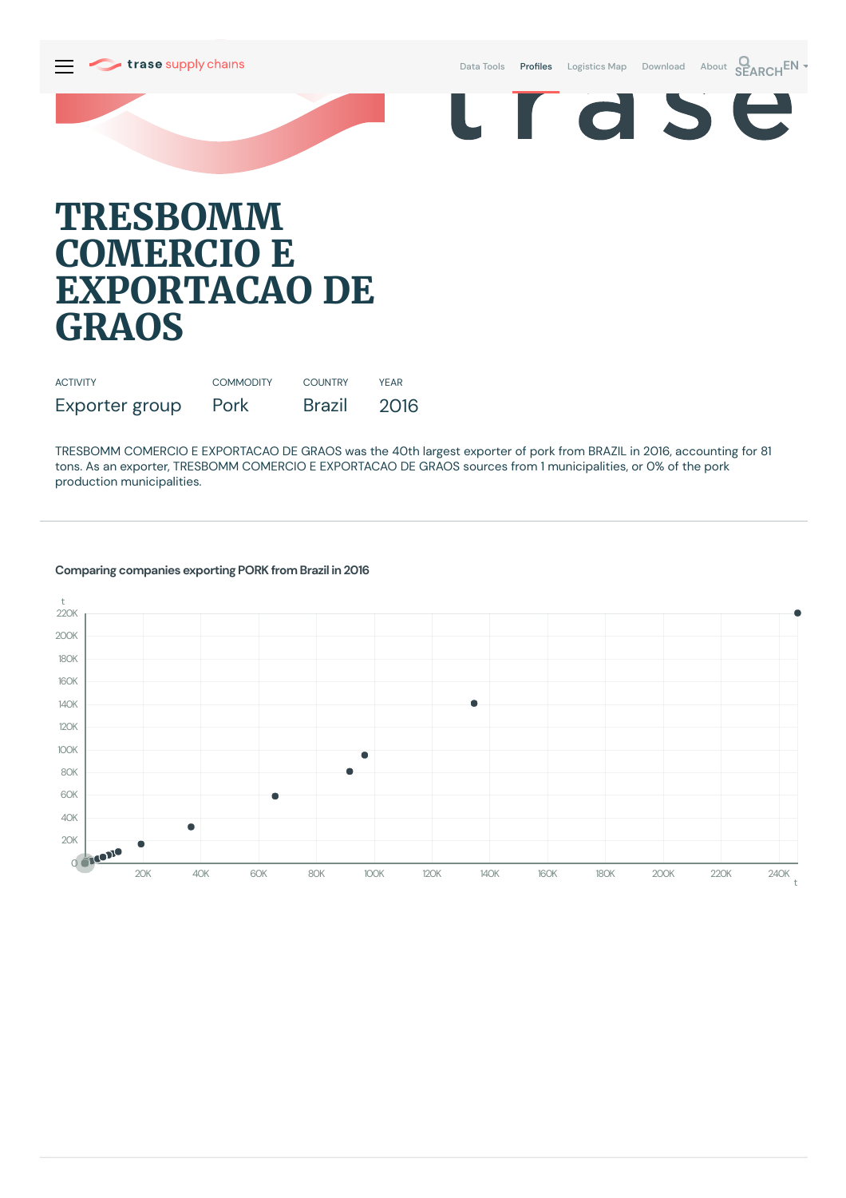trase supply chains

Data Tools Profiles Logistics Map Download About SEARCH EN

# TRESBOMM COMERCIO E EXPORTACAO DE GRAOS

| ACTIVITY | COMMODITY | COUNTRY | YEAR |
|---|---|---|---|
| Exporter group | Pork | Brazil | 2016 |

TRESBOMM COMERCIO E EXPORTACAO DE GRAOS was the 40th largest exporter of pork from BRAZIL in 2016, accounting for 81 tons. As an exporter, TRESBOMM COMERCIO E EXPORTACAO DE GRAOS sources from 1 municipalities, or 0% of the pork production municipalities.

**Comparing companies exporting PORK from Brazil in 2016**

t
220K
200K
180K
160K
140K
120K
100K
80K
60K
40K
20K
0

20K 40K 60K 80K 100K 120K 140K 160K 180K 200K 220K 240K
t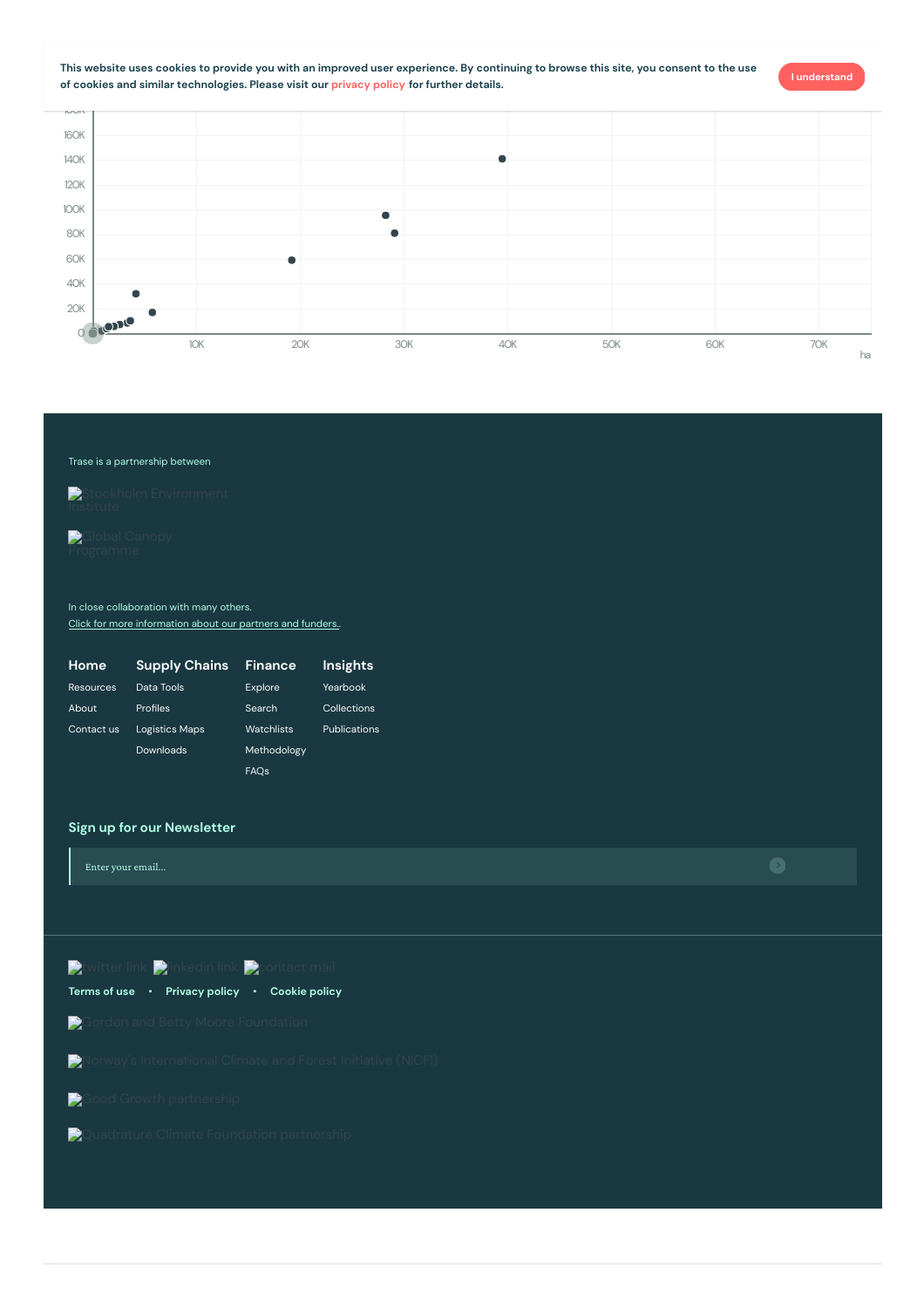This website uses cookies to provide you with an improved user experience. By continuing to browse this site, you consent to the use of cookies and similar technologies. Please visit our privacy policy for further details.

I understand

160K
140K
120K
100K
80K
60K
40K
20K
0
10K
20K
30K
40K
50K
60K
70K
ha

Trase is a partnership between

Stockholm Environment Institute

Global Canopy Programme

In close collaboration with many others.
Click for more information about our partners and funders.

**Home**
- Resources
- About
- Contact us

**Supply Chains**
- Data Tools
- Profiles
- Logistics Maps
- Downloads

**Finance**
- Explore
- Search
- Watchlists
- Methodology
- FAQs

**Insights**
- Yearbook
- Collections
- Publications

## Sign up for our Newsletter

Enter your email...

twitter link linkedin link contact mail

**Terms of use** • **Privacy policy** • **Cookie policy**

Gordon and Betty Moore Foundation

Norway's International Climate and Forest Initiative (NICFI)

Good Growth partnership

Quadrature Climate Foundation partnership